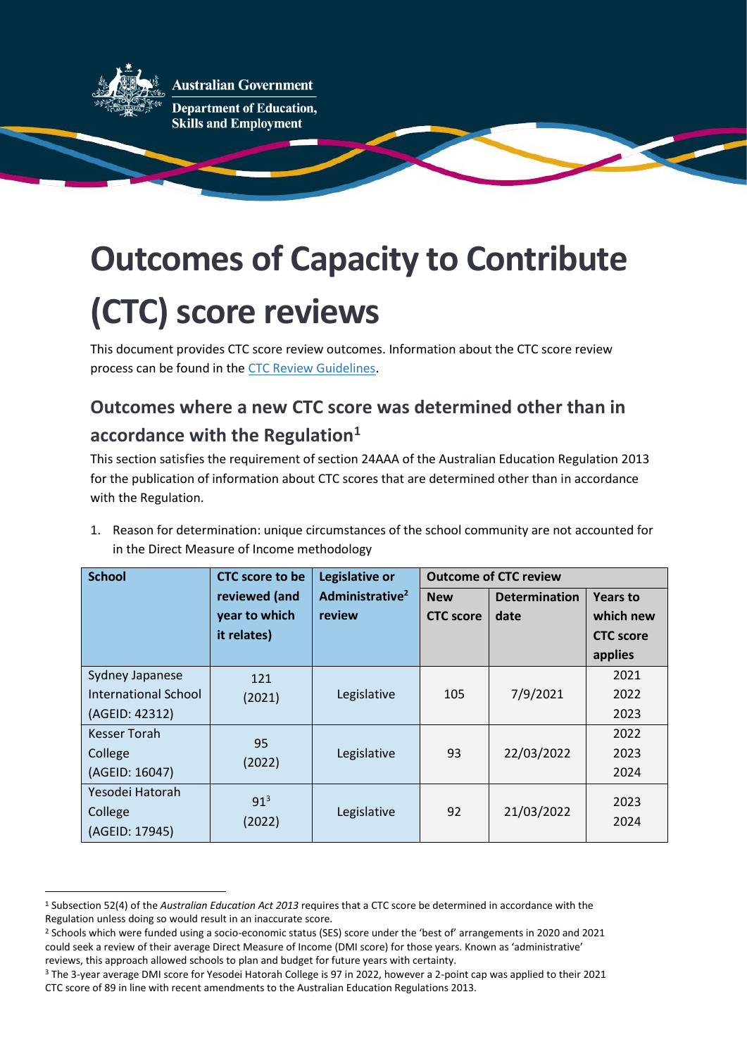Australian Government

Department of Education, Skills and Employment

# Outcomes of Capacity to Contribute (CTC) score reviews

This document provides CTC score review outcomes. Information about the CTC score review process can be found in the CTC Review Guidelines.

## Outcomes where a new CTC score was determined other than in accordance with the Regulation[1]

This section satisfies the requirement of section 24AAA of the Australian Education Regulation 2013 for the publication of information about CTC scores that are determined other than in accordance with the Regulation.

1. Reason for determination: unique circumstances of the school community are not accounted for in the Direct Measure of Income methodology

| School | CTC score to be reviewed (and year to which it relates) | Legislative or Administrative[2] review | Outcome of CTC review | | |
|---|---|---|---|---|---|
| | | | New CTC score | Determination date | Years to which new CTC score applies |
| Sydney Japanese International School (AGEID: 42312) | 121 (2021) | Legislative | 105 | 7/9/2021 | 2021 2022 2023 |
| Kesser Torah College (AGEID: 16047) | 95 (2022) | Legislative | 93 | 22/03/2022 | 2022 2023 2024 |
| Yesodei Hatorah College (AGEID: 17945) | 91[3] (2022) | Legislative | 92 | 21/03/2022 | 2023 2024 |

[1] Subsection 52(4) of the *Australian Education Act 2013* requires that a CTC score be determined in accordance with the Regulation unless doing so would result in an inaccurate score.

[2] Schools which were funded using a socio-economic status (SES) score under the 'best of' arrangements in 2020 and 2021 could seek a review of their average Direct Measure of Income (DMI score) for those years. Known as 'administrative' reviews, this approach allowed schools to plan and budget for future years with certainty.

[3] The 3-year average DMI score for Yesodei Hatorah College is 97 in 2022, however a 2-point cap was applied to their 2021 CTC score of 89 in line with recent amendments to the Australian Education Regulations 2013.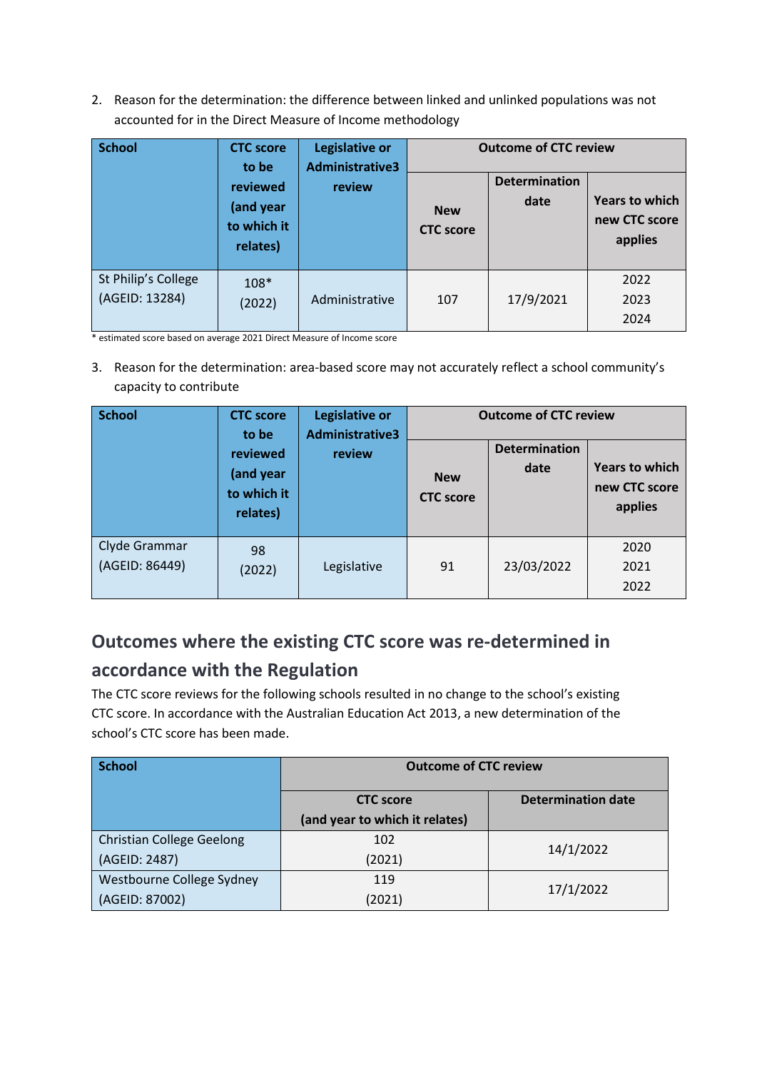2. Reason for the determination: the difference between linked and unlinked populations was not accounted for in the Direct Measure of Income methodology

| School | CTC score to be reviewed (and year to which it relates) | Legislative or Administrative3 review | Outcome of CTC review | | |
|---|---|---|---|---|---|
| | | | New CTC score | Determination date | Years to which new CTC score applies |
| St Philip's College (AGEID: 13284) | 108* (2022) | Administrative | 107 | 17/9/2021 | 2022 2023 2024 |

\* estimated score based on average 2021 Direct Measure of Income score

3. Reason for the determination: area-based score may not accurately reflect a school community's capacity to contribute

| School | CTC score to be reviewed (and year to which it relates) | Legislative or Administrative3 review | Outcome of CTC review | | |
|---|---|---|---|---|---|
| | | | New CTC score | Determination date | Years to which new CTC score applies |
| Clyde Grammar (AGEID: 86449) | 98 (2022) | Legislative | 91 | 23/03/2022 | 2020 2021 2022 |

## Outcomes where the existing CTC score was re-determined in accordance with the Regulation

The CTC score reviews for the following schools resulted in no change to the school's existing CTC score. In accordance with the Australian Education Act 2013, a new determination of the school's CTC score has been made.

| School | Outcome of CTC review | |
|---|---|---|
| | CTC score (and year to which it relates) | Determination date |
| Christian College Geelong (AGEID: 2487) | 102 (2021) | 14/1/2022 |
| Westbourne College Sydney (AGEID: 87002) | 119 (2021) | 17/1/2022 |